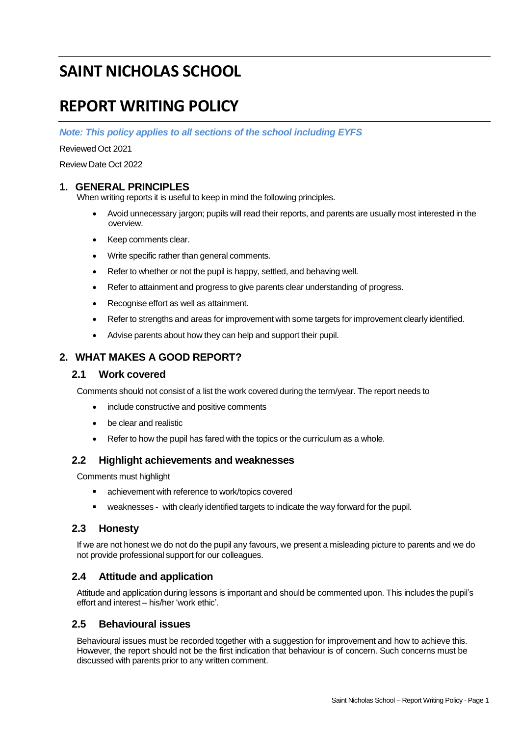# SAINT NICHOLAS SCHOOL

# REPORT WRITING POLICY

***Note: This policy applies to all sections of the school including EYFS***

Reviewed Oct 2021

Review Date Oct 2022

## 1. GENERAL PRINCIPLES

When writing reports it is useful to keep in mind the following principles.

- Avoid unnecessary jargon; pupils will read their reports, and parents are usually most interested in the overview.
- Keep comments clear.
- Write specific rather than general comments.
- Refer to whether or not the pupil is happy, settled, and behaving well.
- Refer to attainment and progress to give parents clear understanding of progress.
- Recognise effort as well as attainment.
- Refer to strengths and areas for improvement with some targets for improvement clearly identified.
- Advise parents about how they can help and support their pupil.

## 2. WHAT MAKES A GOOD REPORT?

### 2.1 Work covered

Comments should not consist of a list the work covered during the term/year. The report needs to

- include constructive and positive comments
- be clear and realistic
- Refer to how the pupil has fared with the topics or the curriculum as a whole.

### 2.2 Highlight achievements and weaknesses

Comments must highlight

- achievement with reference to work/topics covered
- weaknesses - with clearly identified targets to indicate the way forward for the pupil.

### 2.3 Honesty

If we are not honest we do not do the pupil any favours, we present a misleading picture to parents and we do not provide professional support for our colleagues.

### 2.4 Attitude and application

Attitude and application during lessons is important and should be commented upon. This includes the pupil's effort and interest – his/her 'work ethic'.

### 2.5 Behavioural issues

Behavioural issues must be recorded together with a suggestion for improvement and how to achieve this. However, the report should not be the first indication that behaviour is of concern. Such concerns must be discussed with parents prior to any written comment.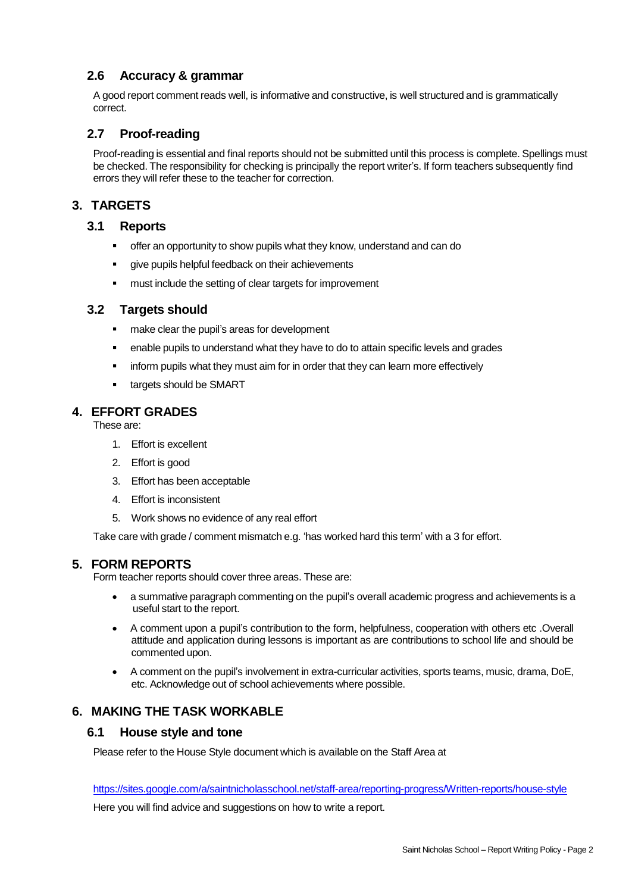### 2.6 Accuracy & grammar

A good report comment reads well, is informative and constructive, is well structured and is grammatically correct.

### 2.7 Proof-reading

Proof-reading is essential and final reports should not be submitted until this process is complete. Spellings must be checked. The responsibility for checking is principally the report writer's. If form teachers subsequently find errors they will refer these to the teacher for correction.

## 3. TARGETS

### 3.1 Reports

- offer an opportunity to show pupils what they know, understand and can do
- give pupils helpful feedback on their achievements
- must include the setting of clear targets for improvement

### 3.2 Targets should

- make clear the pupil's areas for development
- enable pupils to understand what they have to do to attain specific levels and grades
- inform pupils what they must aim for in order that they can learn more effectively
- targets should be SMART

## 4. EFFORT GRADES

These are:

1. Effort is excellent
2. Effort is good
3. Effort has been acceptable
4. Effort is inconsistent
5. Work shows no evidence of any real effort

Take care with grade / comment mismatch e.g. 'has worked hard this term' with a 3 for effort.

## 5. FORM REPORTS

Form teacher reports should cover three areas. These are:

- a summative paragraph commenting on the pupil's overall academic progress and achievements is a useful start to the report.
- A comment upon a pupil's contribution to the form, helpfulness, cooperation with others etc .Overall attitude and application during lessons is important as are contributions to school life and should be commented upon.
- A comment on the pupil's involvement in extra-curricular activities, sports teams, music, drama, DoE, etc. Acknowledge out of school achievements where possible.

## 6. MAKING THE TASK WORKABLE

### 6.1 House style and tone

Please refer to the House Style document which is available on the Staff Area at

https://sites.google.com/a/saintnicholasschool.net/staff-area/reporting-progress/Written-reports/house-style

Here you will find advice and suggestions on how to write a report.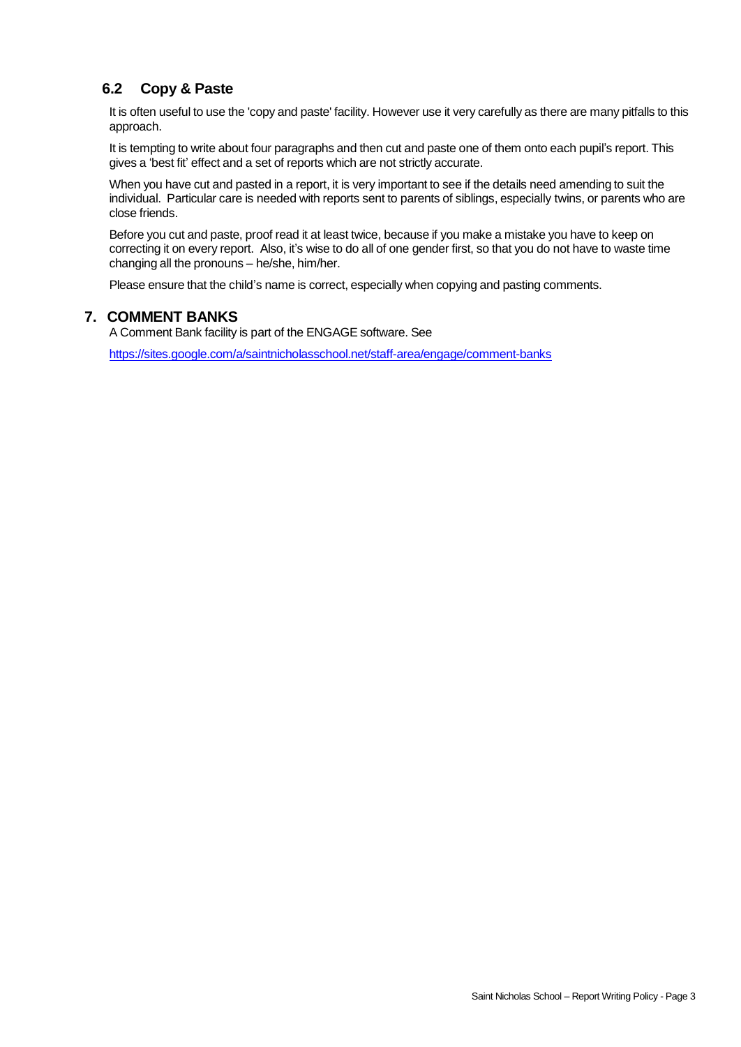### 6.2 Copy & Paste

It is often useful to use the 'copy and paste' facility. However use it very carefully as there are many pitfalls to this approach.

It is tempting to write about four paragraphs and then cut and paste one of them onto each pupil's report. This gives a 'best fit' effect and a set of reports which are not strictly accurate.

When you have cut and pasted in a report, it is very important to see if the details need amending to suit the individual. Particular care is needed with reports sent to parents of siblings, especially twins, or parents who are close friends.

Before you cut and paste, proof read it at least twice, because if you make a mistake you have to keep on correcting it on every report. Also, it's wise to do all of one gender first, so that you do not have to waste time changing all the pronouns – he/she, him/her.

Please ensure that the child's name is correct, especially when copying and pasting comments.

## 7. COMMENT BANKS

A Comment Bank facility is part of the ENGAGE software. See

https://sites.google.com/a/saintnicholasschool.net/staff-area/engage/comment-banks